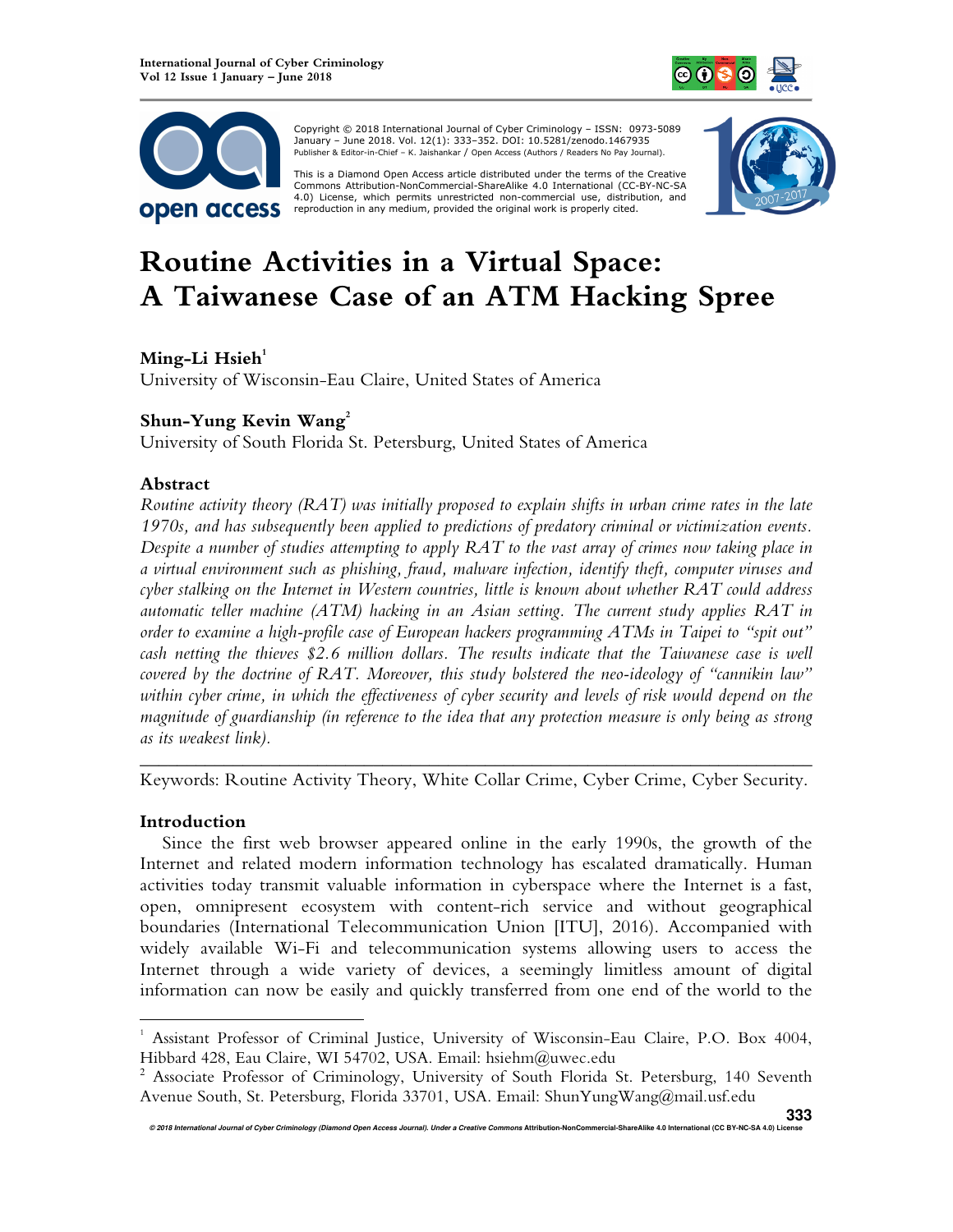Copyright © 2018 International Journal of Cyber Criminology – ISSN: 0973-5089 January – June 2018. Vol. 12(1): 333–352. DOI: 10.5281/zenodo.1467935
Publisher & Editor-in-Chief – K. Jaishankar / Open Access (Authors / Readers No Pay Journal).

This is a Diamond Open Access article distributed under the terms of the Creative Commons Attribution-NonCommercial-ShareAlike 4.0 International (CC-BY-NC-SA 4.0) License, which permits unrestricted non-commercial use, distribution, and reproduction in any medium, provided the original work is properly cited.

# Routine Activities in a Virtual Space: A Taiwanese Case of an ATM Hacking Spree

**Ming-Li Hsieh**[1]
University of Wisconsin-Eau Claire, United States of America

**Shun-Yung Kevin Wang**[2]
University of South Florida St. Petersburg, United States of America

## Abstract

*Routine activity theory (RAT) was initially proposed to explain shifts in urban crime rates in the late 1970s, and has subsequently been applied to predictions of predatory criminal or victimization events. Despite a number of studies attempting to apply RAT to the vast array of crimes now taking place in a virtual environment such as phishing, fraud, malware infection, identify theft, computer viruses and cyber stalking on the Internet in Western countries, little is known about whether RAT could address automatic teller machine (ATM) hacking in an Asian setting. The current study applies RAT in order to examine a high-profile case of European hackers programming ATMs in Taipei to "spit out" cash netting the thieves $2.6 million dollars. The results indicate that the Taiwanese case is well covered by the doctrine of RAT. Moreover, this study bolstered the neo-ideology of "cannikin law" within cyber crime, in which the effectiveness of cyber security and levels of risk would depend on the magnitude of guardianship (in reference to the idea that any protection measure is only being as strong as its weakest link).*

---

Keywords: Routine Activity Theory, White Collar Crime, Cyber Crime, Cyber Security.

## Introduction

Since the first web browser appeared online in the early 1990s, the growth of the Internet and related modern information technology has escalated dramatically. Human activities today transmit valuable information in cyberspace where the Internet is a fast, open, omnipresent ecosystem with content-rich service and without geographical boundaries (International Telecommunication Union [ITU], 2016). Accompanied with widely available Wi-Fi and telecommunication systems allowing users to access the Internet through a wide variety of devices, a seemingly limitless amount of digital information can now be easily and quickly transferred from one end of the world to the

---

[1] Assistant Professor of Criminal Justice, University of Wisconsin-Eau Claire, P.O. Box 4004, Hibbard 428, Eau Claire, WI 54702, USA. Email: hsiehm@uwec.edu

[2] Associate Professor of Criminology, University of South Florida St. Petersburg, 140 Seventh Avenue South, St. Petersburg, Florida 33701, USA. Email: ShunYungWang@mail.usf.edu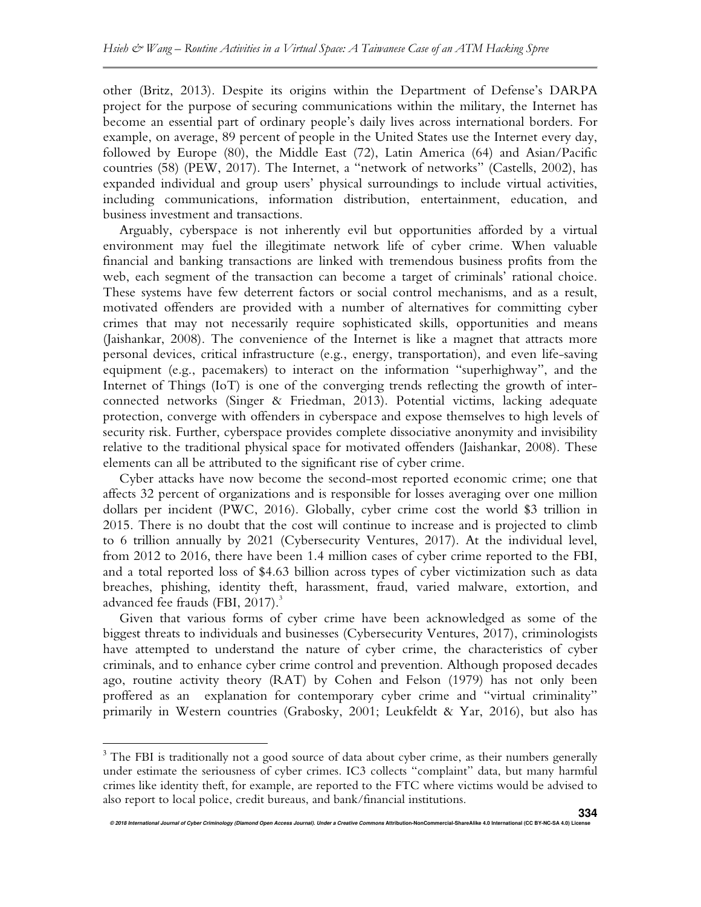other (Britz, 2013). Despite its origins within the Department of Defense's DARPA project for the purpose of securing communications within the military, the Internet has become an essential part of ordinary people's daily lives across international borders. For example, on average, 89 percent of people in the United States use the Internet every day, followed by Europe (80), the Middle East (72), Latin America (64) and Asian/Pacific countries (58) (PEW, 2017). The Internet, a "network of networks" (Castells, 2002), has expanded individual and group users' physical surroundings to include virtual activities, including communications, information distribution, entertainment, education, and business investment and transactions.

Arguably, cyberspace is not inherently evil but opportunities afforded by a virtual environment may fuel the illegitimate network life of cyber crime. When valuable financial and banking transactions are linked with tremendous business profits from the web, each segment of the transaction can become a target of criminals' rational choice. These systems have few deterrent factors or social control mechanisms, and as a result, motivated offenders are provided with a number of alternatives for committing cyber crimes that may not necessarily require sophisticated skills, opportunities and means (Jaishankar, 2008). The convenience of the Internet is like a magnet that attracts more personal devices, critical infrastructure (e.g., energy, transportation), and even life-saving equipment (e.g., pacemakers) to interact on the information "superhighway", and the Internet of Things (IoT) is one of the converging trends reflecting the growth of inter-connected networks (Singer & Friedman, 2013). Potential victims, lacking adequate protection, converge with offenders in cyberspace and expose themselves to high levels of security risk. Further, cyberspace provides complete dissociative anonymity and invisibility relative to the traditional physical space for motivated offenders (Jaishankar, 2008). These elements can all be attributed to the significant rise of cyber crime.

Cyber attacks have now become the second-most reported economic crime; one that affects 32 percent of organizations and is responsible for losses averaging over one million dollars per incident (PWC, 2016). Globally, cyber crime cost the world $3 trillion in 2015. There is no doubt that the cost will continue to increase and is projected to climb to 6 trillion annually by 2021 (Cybersecurity Ventures, 2017). At the individual level, from 2012 to 2016, there have been 1.4 million cases of cyber crime reported to the FBI, and a total reported loss of $4.63 billion across types of cyber victimization such as data breaches, phishing, identity theft, harassment, fraud, varied malware, extortion, and advanced fee frauds (FBI, 2017).[3]

Given that various forms of cyber crime have been acknowledged as some of the biggest threats to individuals and businesses (Cybersecurity Ventures, 2017), criminologists have attempted to understand the nature of cyber crime, the characteristics of cyber criminals, and to enhance cyber crime control and prevention. Although proposed decades ago, routine activity theory (RAT) by Cohen and Felson (1979) has not only been proffered as an explanation for contemporary cyber crime and "virtual criminality" primarily in Western countries (Grabosky, 2001; Leukfeldt & Yar, 2016), but also has

[3] The FBI is traditionally not a good source of data about cyber crime, as their numbers generally under estimate the seriousness of cyber crimes. IC3 collects "complaint" data, but many harmful crimes like identity theft, for example, are reported to the FTC where victims would be advised to also report to local police, credit bureaus, and bank/financial institutions.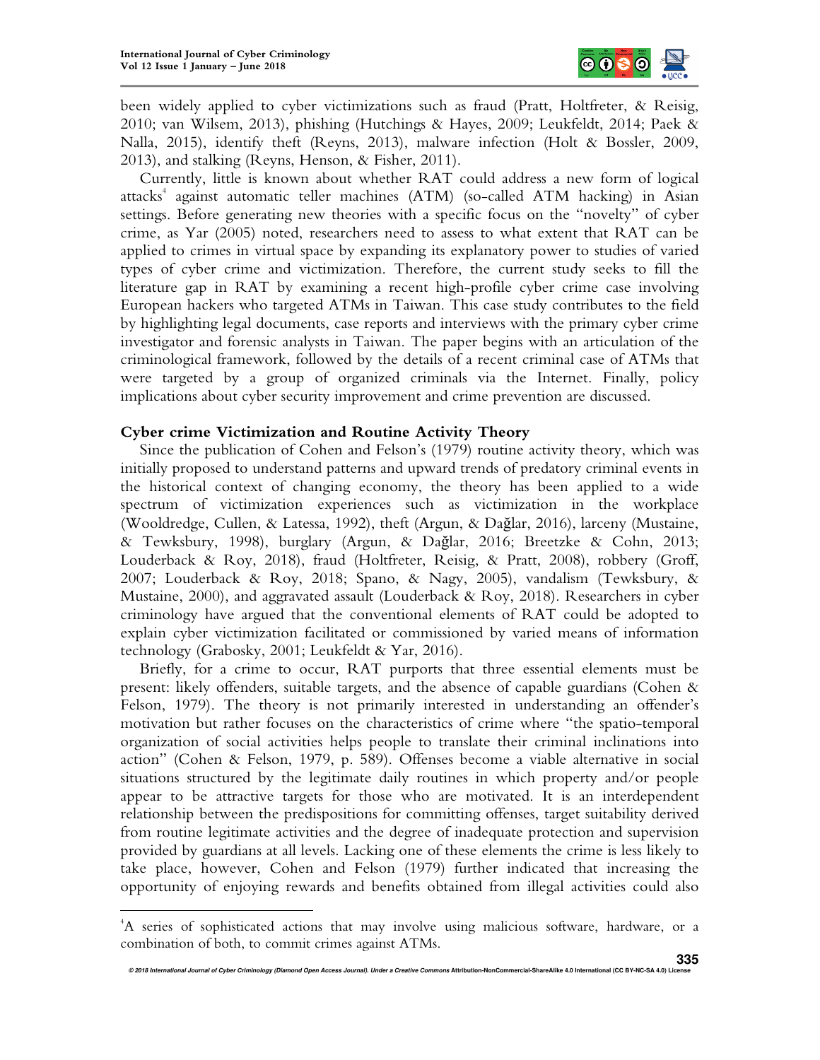been widely applied to cyber victimizations such as fraud (Pratt, Holtfreter, & Reisig, 2010; van Wilsem, 2013), phishing (Hutchings & Hayes, 2009; Leukfeldt, 2014; Paek & Nalla, 2015), identify theft (Reyns, 2013), malware infection (Holt & Bossler, 2009, 2013), and stalking (Reyns, Henson, & Fisher, 2011).

Currently, little is known about whether RAT could address a new form of logical attacks[4] against automatic teller machines (ATM) (so-called ATM hacking) in Asian settings. Before generating new theories with a specific focus on the "novelty" of cyber crime, as Yar (2005) noted, researchers need to assess to what extent that RAT can be applied to crimes in virtual space by expanding its explanatory power to studies of varied types of cyber crime and victimization. Therefore, the current study seeks to fill the literature gap in RAT by examining a recent high-profile cyber crime case involving European hackers who targeted ATMs in Taiwan. This case study contributes to the field by highlighting legal documents, case reports and interviews with the primary cyber crime investigator and forensic analysts in Taiwan. The paper begins with an articulation of the criminological framework, followed by the details of a recent criminal case of ATMs that were targeted by a group of organized criminals via the Internet. Finally, policy implications about cyber security improvement and crime prevention are discussed.

## Cyber crime Victimization and Routine Activity Theory

Since the publication of Cohen and Felson's (1979) routine activity theory, which was initially proposed to understand patterns and upward trends of predatory criminal events in the historical context of changing economy, the theory has been applied to a wide spectrum of victimization experiences such as victimization in the workplace (Wooldredge, Cullen, & Latessa, 1992), theft (Argun, & Dağlar, 2016), larceny (Mustaine, & Tewksbury, 1998), burglary (Argun, & Dağlar, 2016; Breetzke & Cohn, 2013; Louderback & Roy, 2018), fraud (Holtfreter, Reisig, & Pratt, 2008), robbery (Groff, 2007; Louderback & Roy, 2018; Spano, & Nagy, 2005), vandalism (Tewksbury, & Mustaine, 2000), and aggravated assault (Louderback & Roy, 2018). Researchers in cyber criminology have argued that the conventional elements of RAT could be adopted to explain cyber victimization facilitated or commissioned by varied means of information technology (Grabosky, 2001; Leukfeldt & Yar, 2016).

Briefly, for a crime to occur, RAT purports that three essential elements must be present: likely offenders, suitable targets, and the absence of capable guardians (Cohen & Felson, 1979). The theory is not primarily interested in understanding an offender's motivation but rather focuses on the characteristics of crime where "the spatio-temporal organization of social activities helps people to translate their criminal inclinations into action" (Cohen & Felson, 1979, p. 589). Offenses become a viable alternative in social situations structured by the legitimate daily routines in which property and/or people appear to be attractive targets for those who are motivated. It is an interdependent relationship between the predispositions for committing offenses, target suitability derived from routine legitimate activities and the degree of inadequate protection and supervision provided by guardians at all levels. Lacking one of these elements the crime is less likely to take place, however, Cohen and Felson (1979) further indicated that increasing the opportunity of enjoying rewards and benefits obtained from illegal activities could also

[4] A series of sophisticated actions that may involve using malicious software, hardware, or a combination of both, to commit crimes against ATMs.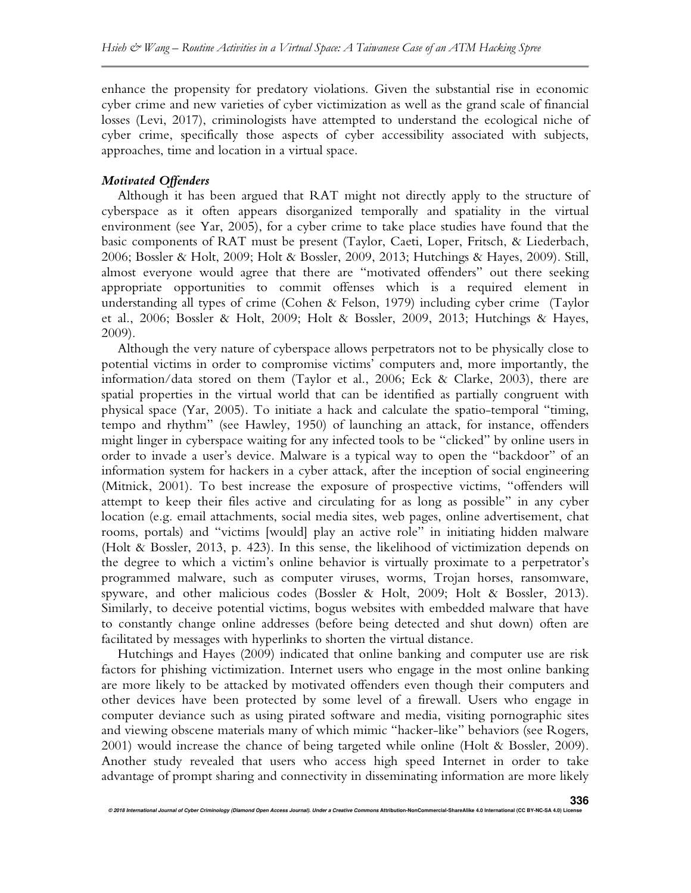enhance the propensity for predatory violations. Given the substantial rise in economic cyber crime and new varieties of cyber victimization as well as the grand scale of financial losses (Levi, 2017), criminologists have attempted to understand the ecological niche of cyber crime, specifically those aspects of cyber accessibility associated with subjects, approaches, time and location in a virtual space.

***Motivated Offenders***

Although it has been argued that RAT might not directly apply to the structure of cyberspace as it often appears disorganized temporally and spatiality in the virtual environment (see Yar, 2005), for a cyber crime to take place studies have found that the basic components of RAT must be present (Taylor, Caeti, Loper, Fritsch, & Liederbach, 2006; Bossler & Holt, 2009; Holt & Bossler, 2009, 2013; Hutchings & Hayes, 2009). Still, almost everyone would agree that there are "motivated offenders" out there seeking appropriate opportunities to commit offenses which is a required element in understanding all types of crime (Cohen & Felson, 1979) including cyber crime (Taylor et al., 2006; Bossler & Holt, 2009; Holt & Bossler, 2009, 2013; Hutchings & Hayes, 2009).

Although the very nature of cyberspace allows perpetrators not to be physically close to potential victims in order to compromise victims' computers and, more importantly, the information/data stored on them (Taylor et al., 2006; Eck & Clarke, 2003), there are spatial properties in the virtual world that can be identified as partially congruent with physical space (Yar, 2005). To initiate a hack and calculate the spatio-temporal "timing, tempo and rhythm" (see Hawley, 1950) of launching an attack, for instance, offenders might linger in cyberspace waiting for any infected tools to be "clicked" by online users in order to invade a user's device. Malware is a typical way to open the "backdoor" of an information system for hackers in a cyber attack, after the inception of social engineering (Mitnick, 2001). To best increase the exposure of prospective victims, "offenders will attempt to keep their files active and circulating for as long as possible" in any cyber location (e.g. email attachments, social media sites, web pages, online advertisement, chat rooms, portals) and "victims [would] play an active role" in initiating hidden malware (Holt & Bossler, 2013, p. 423). In this sense, the likelihood of victimization depends on the degree to which a victim's online behavior is virtually proximate to a perpetrator's programmed malware, such as computer viruses, worms, Trojan horses, ransomware, spyware, and other malicious codes (Bossler & Holt, 2009; Holt & Bossler, 2013). Similarly, to deceive potential victims, bogus websites with embedded malware that have to constantly change online addresses (before being detected and shut down) often are facilitated by messages with hyperlinks to shorten the virtual distance.

Hutchings and Hayes (2009) indicated that online banking and computer use are risk factors for phishing victimization. Internet users who engage in the most online banking are more likely to be attacked by motivated offenders even though their computers and other devices have been protected by some level of a firewall. Users who engage in computer deviance such as using pirated software and media, visiting pornographic sites and viewing obscene materials many of which mimic "hacker-like" behaviors (see Rogers, 2001) would increase the chance of being targeted while online (Holt & Bossler, 2009). Another study revealed that users who access high speed Internet in order to take advantage of prompt sharing and connectivity in disseminating information are more likely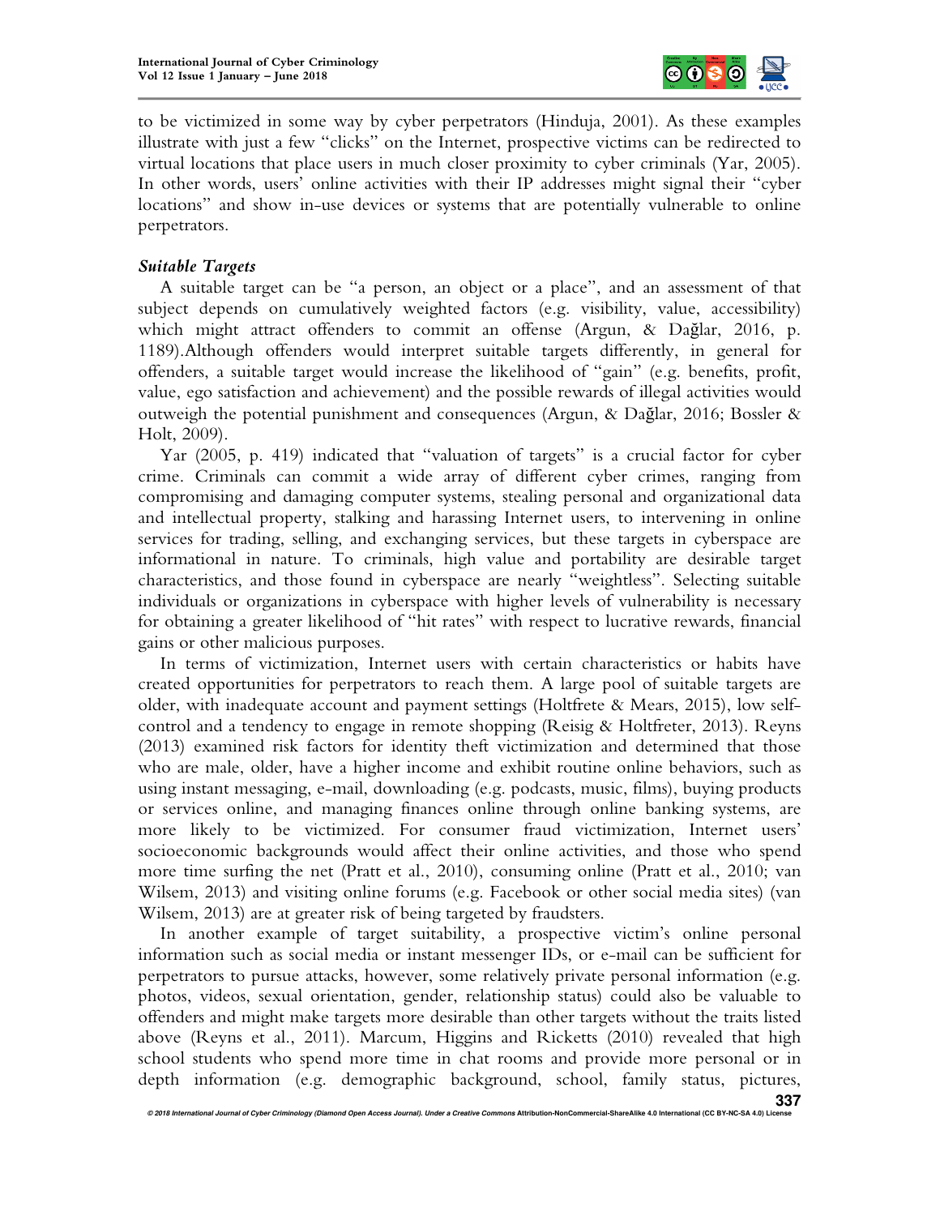to be victimized in some way by cyber perpetrators (Hinduja, 2001). As these examples illustrate with just a few "clicks" on the Internet, prospective victims can be redirected to virtual locations that place users in much closer proximity to cyber criminals (Yar, 2005). In other words, users' online activities with their IP addresses might signal their "cyber locations" and show in-use devices or systems that are potentially vulnerable to online perpetrators.

### *Suitable Targets*

A suitable target can be "a person, an object or a place", and an assessment of that subject depends on cumulatively weighted factors (e.g. visibility, value, accessibility) which might attract offenders to commit an offense (Argun, & Dağlar, 2016, p. 1189).Although offenders would interpret suitable targets differently, in general for offenders, a suitable target would increase the likelihood of "gain" (e.g. benefits, profit, value, ego satisfaction and achievement) and the possible rewards of illegal activities would outweigh the potential punishment and consequences (Argun, & Dağlar, 2016; Bossler & Holt, 2009).

Yar (2005, p. 419) indicated that "valuation of targets" is a crucial factor for cyber crime. Criminals can commit a wide array of different cyber crimes, ranging from compromising and damaging computer systems, stealing personal and organizational data and intellectual property, stalking and harassing Internet users, to intervening in online services for trading, selling, and exchanging services, but these targets in cyberspace are informational in nature. To criminals, high value and portability are desirable target characteristics, and those found in cyberspace are nearly "weightless". Selecting suitable individuals or organizations in cyberspace with higher levels of vulnerability is necessary for obtaining a greater likelihood of "hit rates" with respect to lucrative rewards, financial gains or other malicious purposes.

In terms of victimization, Internet users with certain characteristics or habits have created opportunities for perpetrators to reach them. A large pool of suitable targets are older, with inadequate account and payment settings (Holtfrete & Mears, 2015), low self-control and a tendency to engage in remote shopping (Reisig & Holtfreter, 2013). Reyns (2013) examined risk factors for identity theft victimization and determined that those who are male, older, have a higher income and exhibit routine online behaviors, such as using instant messaging, e-mail, downloading (e.g. podcasts, music, films), buying products or services online, and managing finances online through online banking systems, are more likely to be victimized. For consumer fraud victimization, Internet users' socioeconomic backgrounds would affect their online activities, and those who spend more time surfing the net (Pratt et al., 2010), consuming online (Pratt et al., 2010; van Wilsem, 2013) and visiting online forums (e.g. Facebook or other social media sites) (van Wilsem, 2013) are at greater risk of being targeted by fraudsters.

In another example of target suitability, a prospective victim's online personal information such as social media or instant messenger IDs, or e-mail can be sufficient for perpetrators to pursue attacks, however, some relatively private personal information (e.g. photos, videos, sexual orientation, gender, relationship status) could also be valuable to offenders and might make targets more desirable than other targets without the traits listed above (Reyns et al., 2011). Marcum, Higgins and Ricketts (2010) revealed that high school students who spend more time in chat rooms and provide more personal or in depth information (e.g. demographic background, school, family status, pictures,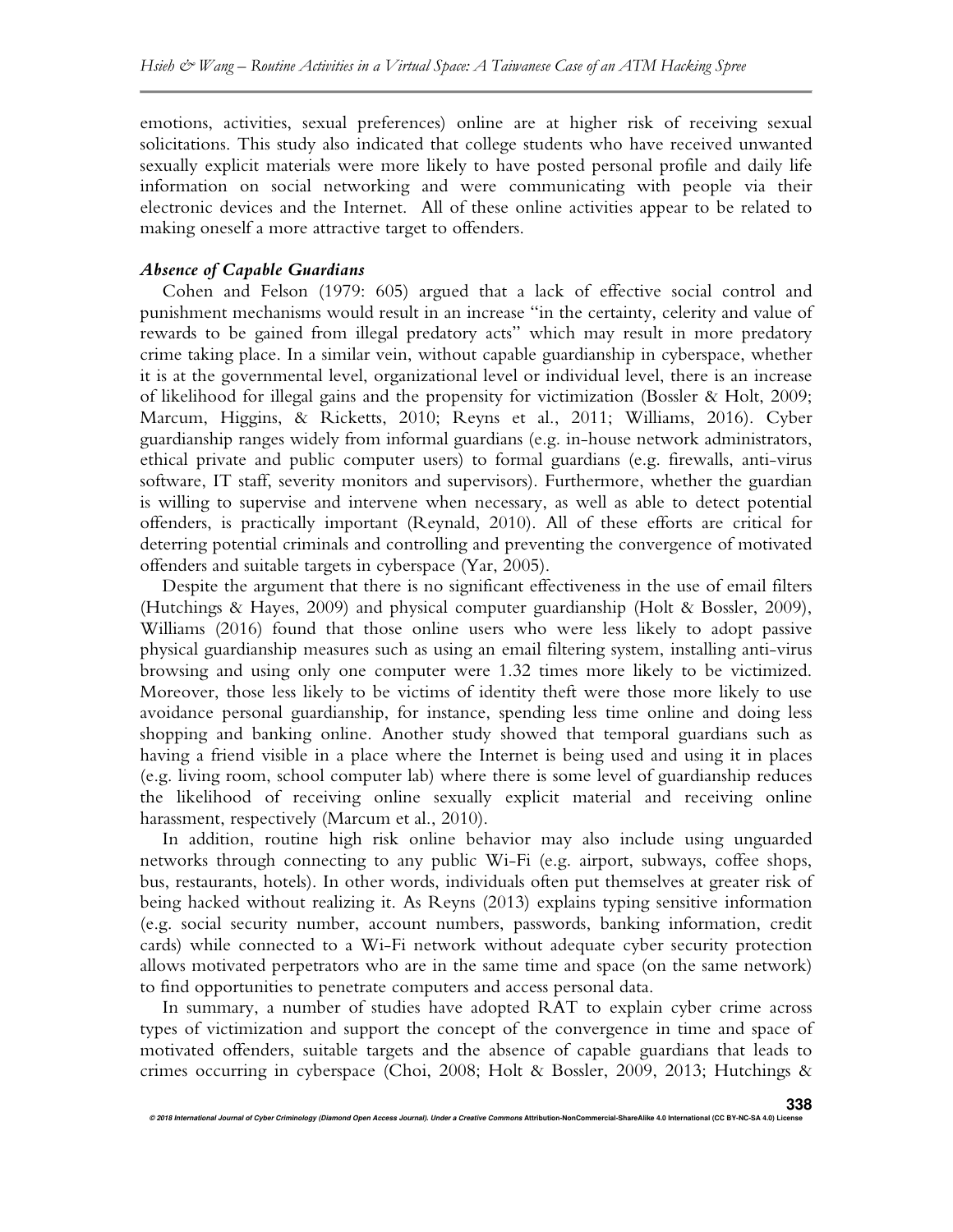emotions, activities, sexual preferences) online are at higher risk of receiving sexual solicitations. This study also indicated that college students who have received unwanted sexually explicit materials were more likely to have posted personal profile and daily life information on social networking and were communicating with people via their electronic devices and the Internet. All of these online activities appear to be related to making oneself a more attractive target to offenders.

### *Absence of Capable Guardians*

Cohen and Felson (1979: 605) argued that a lack of effective social control and punishment mechanisms would result in an increase "in the certainty, celerity and value of rewards to be gained from illegal predatory acts" which may result in more predatory crime taking place. In a similar vein, without capable guardianship in cyberspace, whether it is at the governmental level, organizational level or individual level, there is an increase of likelihood for illegal gains and the propensity for victimization (Bossler & Holt, 2009; Marcum, Higgins, & Ricketts, 2010; Reyns et al., 2011; Williams, 2016). Cyber guardianship ranges widely from informal guardians (e.g. in-house network administrators, ethical private and public computer users) to formal guardians (e.g. firewalls, anti-virus software, IT staff, severity monitors and supervisors). Furthermore, whether the guardian is willing to supervise and intervene when necessary, as well as able to detect potential offenders, is practically important (Reynald, 2010). All of these efforts are critical for deterring potential criminals and controlling and preventing the convergence of motivated offenders and suitable targets in cyberspace (Yar, 2005).

Despite the argument that there is no significant effectiveness in the use of email filters (Hutchings & Hayes, 2009) and physical computer guardianship (Holt & Bossler, 2009), Williams (2016) found that those online users who were less likely to adopt passive physical guardianship measures such as using an email filtering system, installing anti-virus browsing and using only one computer were 1.32 times more likely to be victimized. Moreover, those less likely to be victims of identity theft were those more likely to use avoidance personal guardianship, for instance, spending less time online and doing less shopping and banking online. Another study showed that temporal guardians such as having a friend visible in a place where the Internet is being used and using it in places (e.g. living room, school computer lab) where there is some level of guardianship reduces the likelihood of receiving online sexually explicit material and receiving online harassment, respectively (Marcum et al., 2010).

In addition, routine high risk online behavior may also include using unguarded networks through connecting to any public Wi-Fi (e.g. airport, subways, coffee shops, bus, restaurants, hotels). In other words, individuals often put themselves at greater risk of being hacked without realizing it. As Reyns (2013) explains typing sensitive information (e.g. social security number, account numbers, passwords, banking information, credit cards) while connected to a Wi-Fi network without adequate cyber security protection allows motivated perpetrators who are in the same time and space (on the same network) to find opportunities to penetrate computers and access personal data.

In summary, a number of studies have adopted RAT to explain cyber crime across types of victimization and support the concept of the convergence in time and space of motivated offenders, suitable targets and the absence of capable guardians that leads to crimes occurring in cyberspace (Choi, 2008; Holt & Bossler, 2009, 2013; Hutchings &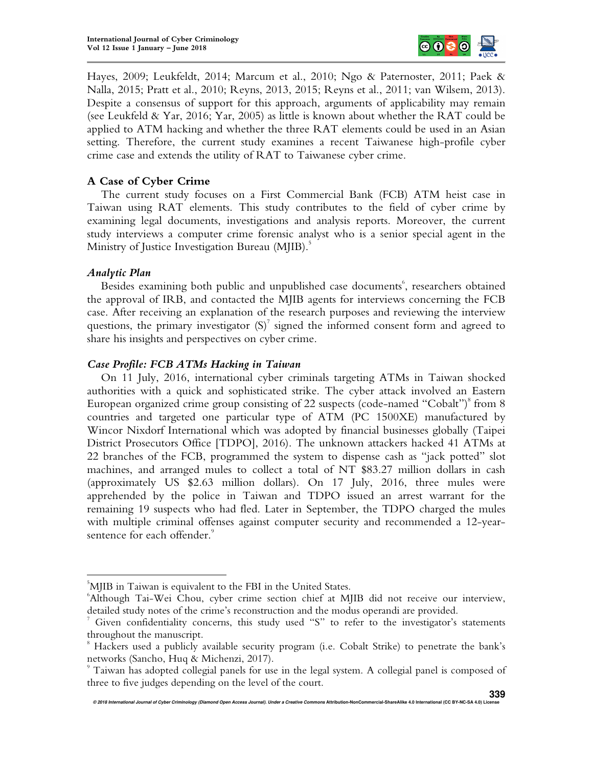Hayes, 2009; Leukfeldt, 2014; Marcum et al., 2010; Ngo & Paternoster, 2011; Paek & Nalla, 2015; Pratt et al., 2010; Reyns, 2013, 2015; Reyns et al., 2011; van Wilsem, 2013). Despite a consensus of support for this approach, arguments of applicability may remain (see Leukfeld & Yar, 2016; Yar, 2005) as little is known about whether the RAT could be applied to ATM hacking and whether the three RAT elements could be used in an Asian setting. Therefore, the current study examines a recent Taiwanese high-profile cyber crime case and extends the utility of RAT to Taiwanese cyber crime.

### A Case of Cyber Crime

The current study focuses on a First Commercial Bank (FCB) ATM heist case in Taiwan using RAT elements. This study contributes to the field of cyber crime by examining legal documents, investigations and analysis reports. Moreover, the current study interviews a computer crime forensic analyst who is a senior special agent in the Ministry of Justice Investigation Bureau (MJIB).[5]

#### *Analytic Plan*

Besides examining both public and unpublished case documents[6], researchers obtained the approval of IRB, and contacted the MJIB agents for interviews concerning the FCB case. After receiving an explanation of the research purposes and reviewing the interview questions, the primary investigator (S)[7] signed the informed consent form and agreed to share his insights and perspectives on cyber crime.

#### *Case Profile: FCB ATMs Hacking in Taiwan*

On 11 July, 2016, international cyber criminals targeting ATMs in Taiwan shocked authorities with a quick and sophisticated strike. The cyber attack involved an Eastern European organized crime group consisting of 22 suspects (code-named "Cobalt")[8] from 8 countries and targeted one particular type of ATM (PC 1500XE) manufactured by Wincor Nixdorf International which was adopted by financial businesses globally (Taipei District Prosecutors Office [TDPO], 2016). The unknown attackers hacked 41 ATMs at 22 branches of the FCB, programmed the system to dispense cash as "jack potted" slot machines, and arranged mules to collect a total of NT $83.27 million dollars in cash (approximately US $2.63 million dollars). On 17 July, 2016, three mules were apprehended by the police in Taiwan and TDPO issued an arrest warrant for the remaining 19 suspects who had fled. Later in September, the TDPO charged the mules with multiple criminal offenses against computer security and recommended a 12-year-sentence for each offender.[9]

---

[5] MJIB in Taiwan is equivalent to the FBI in the United States.

[6] Although Tai-Wei Chou, cyber crime section chief at MJIB did not receive our interview, detailed study notes of the crime's reconstruction and the modus operandi are provided.

[7] Given confidentiality concerns, this study used "S" to refer to the investigator's statements throughout the manuscript.

[8] Hackers used a publicly available security program (i.e. Cobalt Strike) to penetrate the bank's networks (Sancho, Huq & Michenzi, 2017).

[9] Taiwan has adopted collegial panels for use in the legal system. A collegial panel is composed of three to five judges depending on the level of the court.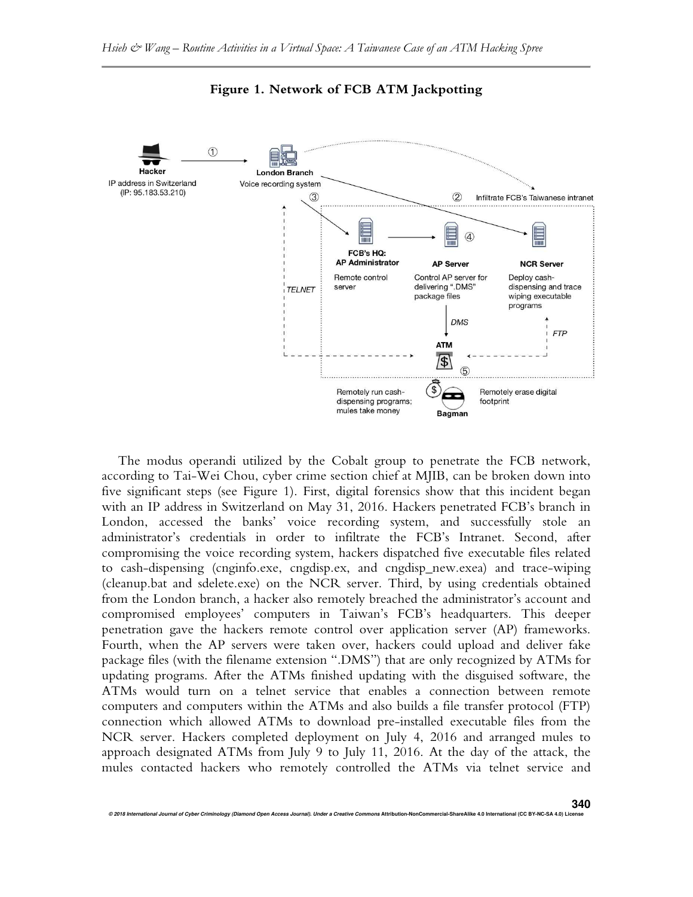**Figure 1. Network of FCB ATM Jackpotting**

The modus operandi utilized by the Cobalt group to penetrate the FCB network, according to Tai-Wei Chou, cyber crime section chief at MJIB, can be broken down into five significant steps (see Figure 1). First, digital forensics show that this incident began with an IP address in Switzerland on May 31, 2016. Hackers penetrated FCB's branch in London, accessed the banks' voice recording system, and successfully stole an administrator's credentials in order to infiltrate the FCB's Intranet. Second, after compromising the voice recording system, hackers dispatched five executable files related to cash-dispensing (cnginfo.exe, cngdisp.ex, and cngdisp_new.exea) and trace-wiping (cleanup.bat and sdelete.exe) on the NCR server. Third, by using credentials obtained from the London branch, a hacker also remotely breached the administrator's account and compromised employees' computers in Taiwan's FCB's headquarters. This deeper penetration gave the hackers remote control over application server (AP) frameworks. Fourth, when the AP servers were taken over, hackers could upload and deliver fake package files (with the filename extension ".DMS") that are only recognized by ATMs for updating programs. After the ATMs finished updating with the disguised software, the ATMs would turn on a telnet service that enables a connection between remote computers and computers within the ATMs and also builds a file transfer protocol (FTP) connection which allowed ATMs to download pre-installed executable files from the NCR server. Hackers completed deployment on July 4, 2016 and arranged mules to approach designated ATMs from July 9 to July 11, 2016. At the day of the attack, the mules contacted hackers who remotely controlled the ATMs via telnet service and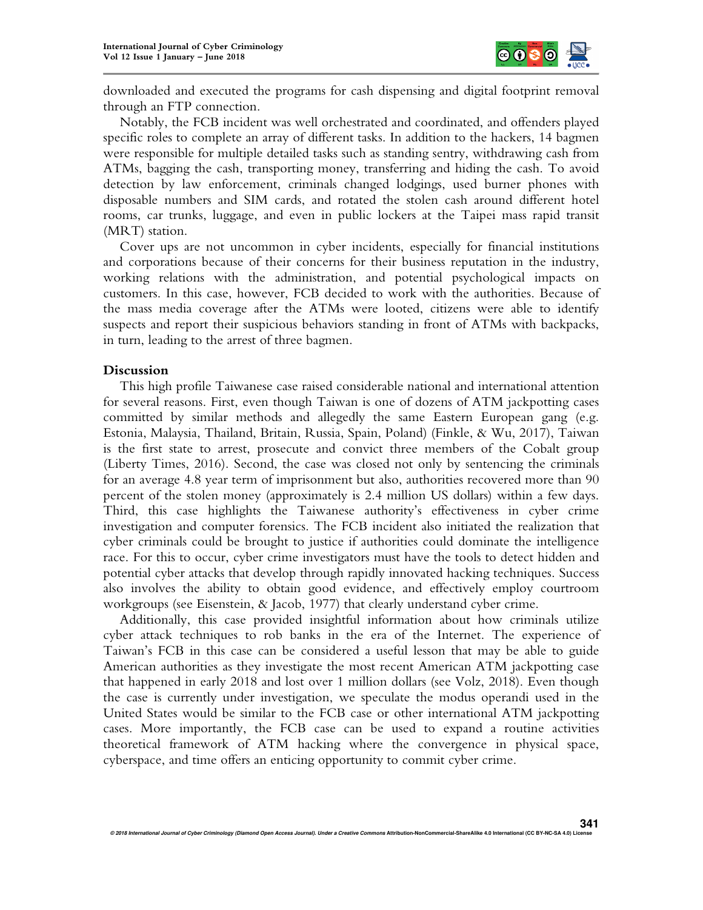downloaded and executed the programs for cash dispensing and digital footprint removal through an FTP connection.

Notably, the FCB incident was well orchestrated and coordinated, and offenders played specific roles to complete an array of different tasks. In addition to the hackers, 14 bagmen were responsible for multiple detailed tasks such as standing sentry, withdrawing cash from ATMs, bagging the cash, transporting money, transferring and hiding the cash. To avoid detection by law enforcement, criminals changed lodgings, used burner phones with disposable numbers and SIM cards, and rotated the stolen cash around different hotel rooms, car trunks, luggage, and even in public lockers at the Taipei mass rapid transit (MRT) station.

Cover ups are not uncommon in cyber incidents, especially for financial institutions and corporations because of their concerns for their business reputation in the industry, working relations with the administration, and potential psychological impacts on customers. In this case, however, FCB decided to work with the authorities. Because of the mass media coverage after the ATMs were looted, citizens were able to identify suspects and report their suspicious behaviors standing in front of ATMs with backpacks, in turn, leading to the arrest of three bagmen.

## Discussion

This high profile Taiwanese case raised considerable national and international attention for several reasons. First, even though Taiwan is one of dozens of ATM jackpotting cases committed by similar methods and allegedly the same Eastern European gang (e.g. Estonia, Malaysia, Thailand, Britain, Russia, Spain, Poland) (Finkle, & Wu, 2017), Taiwan is the first state to arrest, prosecute and convict three members of the Cobalt group (Liberty Times, 2016). Second, the case was closed not only by sentencing the criminals for an average 4.8 year term of imprisonment but also, authorities recovered more than 90 percent of the stolen money (approximately is 2.4 million US dollars) within a few days. Third, this case highlights the Taiwanese authority's effectiveness in cyber crime investigation and computer forensics. The FCB incident also initiated the realization that cyber criminals could be brought to justice if authorities could dominate the intelligence race. For this to occur, cyber crime investigators must have the tools to detect hidden and potential cyber attacks that develop through rapidly innovated hacking techniques. Success also involves the ability to obtain good evidence, and effectively employ courtroom workgroups (see Eisenstein, & Jacob, 1977) that clearly understand cyber crime.

Additionally, this case provided insightful information about how criminals utilize cyber attack techniques to rob banks in the era of the Internet. The experience of Taiwan's FCB in this case can be considered a useful lesson that may be able to guide American authorities as they investigate the most recent American ATM jackpotting case that happened in early 2018 and lost over 1 million dollars (see Volz, 2018). Even though the case is currently under investigation, we speculate the modus operandi used in the United States would be similar to the FCB case or other international ATM jackpotting cases. More importantly, the FCB case can be used to expand a routine activities theoretical framework of ATM hacking where the convergence in physical space, cyberspace, and time offers an enticing opportunity to commit cyber crime.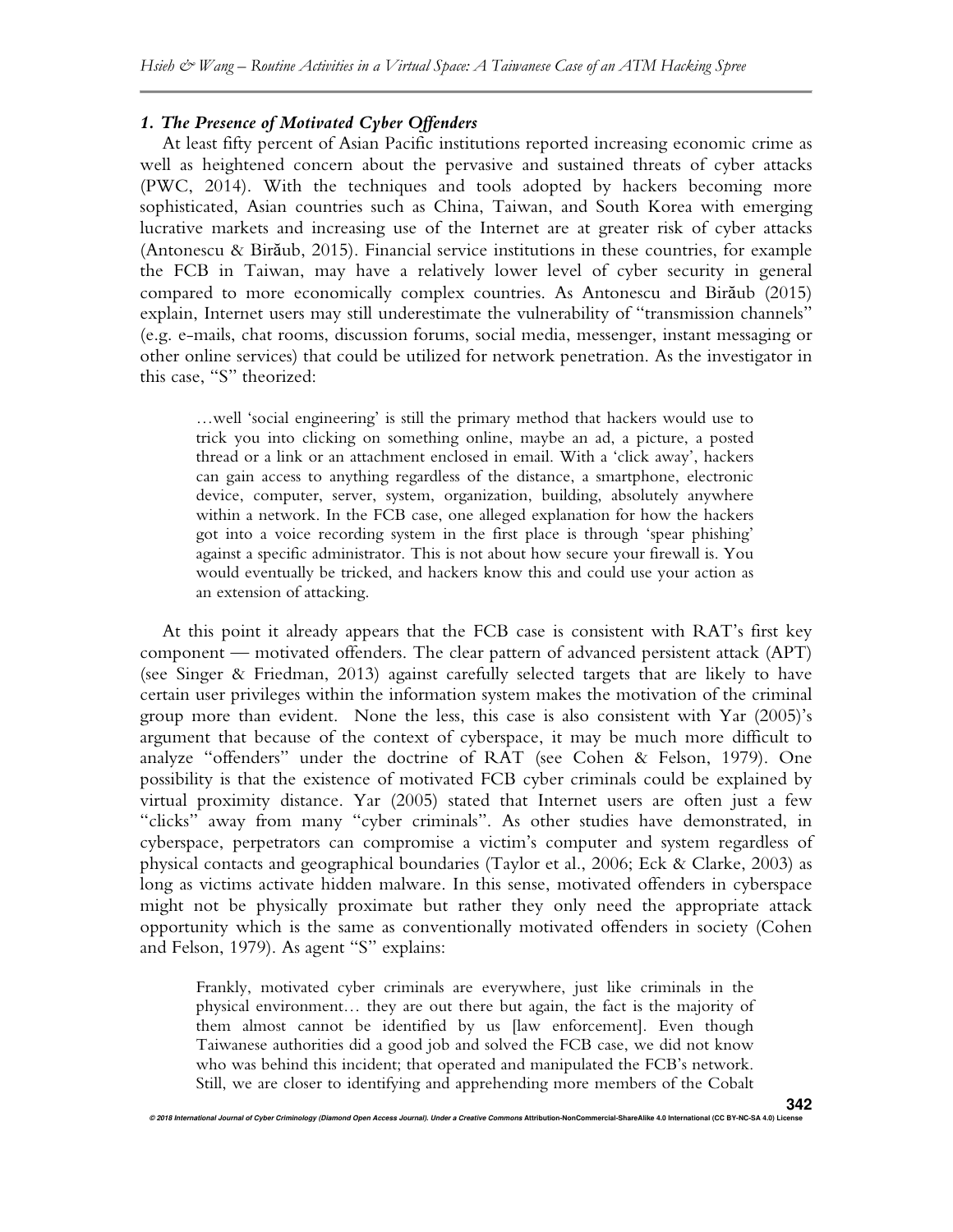### *1. The Presence of Motivated Cyber Offenders*

At least fifty percent of Asian Pacific institutions reported increasing economic crime as well as heightened concern about the pervasive and sustained threats of cyber attacks (PWC, 2014). With the techniques and tools adopted by hackers becoming more sophisticated, Asian countries such as China, Taiwan, and South Korea with emerging lucrative markets and increasing use of the Internet are at greater risk of cyber attacks (Antonescu & Birăub, 2015). Financial service institutions in these countries, for example the FCB in Taiwan, may have a relatively lower level of cyber security in general compared to more economically complex countries. As Antonescu and Birăub (2015) explain, Internet users may still underestimate the vulnerability of "transmission channels" (e.g. e-mails, chat rooms, discussion forums, social media, messenger, instant messaging or other online services) that could be utilized for network penetration. As the investigator in this case, "S" theorized:

> …well 'social engineering' is still the primary method that hackers would use to trick you into clicking on something online, maybe an ad, a picture, a posted thread or a link or an attachment enclosed in email. With a 'click away', hackers can gain access to anything regardless of the distance, a smartphone, electronic device, computer, server, system, organization, building, absolutely anywhere within a network. In the FCB case, one alleged explanation for how the hackers got into a voice recording system in the first place is through 'spear phishing' against a specific administrator. This is not about how secure your firewall is. You would eventually be tricked, and hackers know this and could use your action as an extension of attacking.

At this point it already appears that the FCB case is consistent with RAT's first key component — motivated offenders. The clear pattern of advanced persistent attack (APT) (see Singer & Friedman, 2013) against carefully selected targets that are likely to have certain user privileges within the information system makes the motivation of the criminal group more than evident. None the less, this case is also consistent with Yar (2005)'s argument that because of the context of cyberspace, it may be much more difficult to analyze "offenders" under the doctrine of RAT (see Cohen & Felson, 1979). One possibility is that the existence of motivated FCB cyber criminals could be explained by virtual proximity distance. Yar (2005) stated that Internet users are often just a few "clicks" away from many "cyber criminals". As other studies have demonstrated, in cyberspace, perpetrators can compromise a victim's computer and system regardless of physical contacts and geographical boundaries (Taylor et al., 2006; Eck & Clarke, 2003) as long as victims activate hidden malware. In this sense, motivated offenders in cyberspace might not be physically proximate but rather they only need the appropriate attack opportunity which is the same as conventionally motivated offenders in society (Cohen and Felson, 1979). As agent "S" explains:

> Frankly, motivated cyber criminals are everywhere, just like criminals in the physical environment… they are out there but again, the fact is the majority of them almost cannot be identified by us [law enforcement]. Even though Taiwanese authorities did a good job and solved the FCB case, we did not know who was behind this incident; that operated and manipulated the FCB's network. Still, we are closer to identifying and apprehending more members of the Cobalt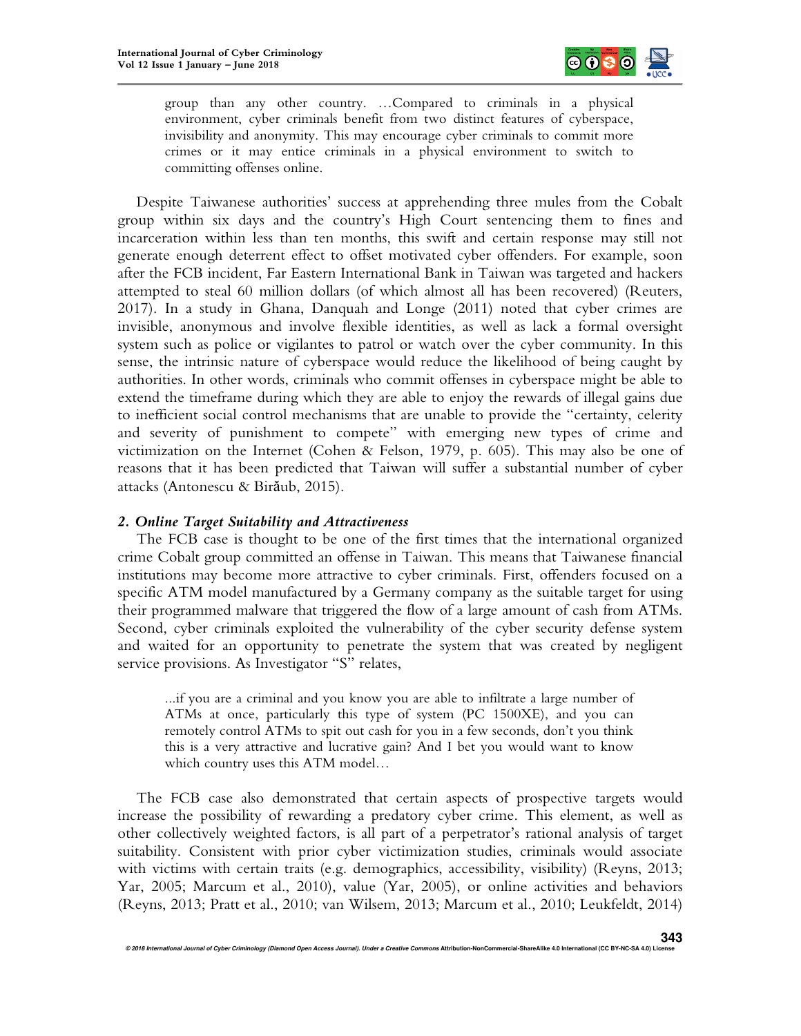> group than any other country. …Compared to criminals in a physical environment, cyber criminals benefit from two distinct features of cyberspace, invisibility and anonymity. This may encourage cyber criminals to commit more crimes or it may entice criminals in a physical environment to switch to committing offenses online.

Despite Taiwanese authorities' success at apprehending three mules from the Cobalt group within six days and the country's High Court sentencing them to fines and incarceration within less than ten months, this swift and certain response may still not generate enough deterrent effect to offset motivated cyber offenders. For example, soon after the FCB incident, Far Eastern International Bank in Taiwan was targeted and hackers attempted to steal 60 million dollars (of which almost all has been recovered) (Reuters, 2017). In a study in Ghana, Danquah and Longe (2011) noted that cyber crimes are invisible, anonymous and involve flexible identities, as well as lack a formal oversight system such as police or vigilantes to patrol or watch over the cyber community. In this sense, the intrinsic nature of cyberspace would reduce the likelihood of being caught by authorities. In other words, criminals who commit offenses in cyberspace might be able to extend the timeframe during which they are able to enjoy the rewards of illegal gains due to inefficient social control mechanisms that are unable to provide the "certainty, celerity and severity of punishment to compete" with emerging new types of crime and victimization on the Internet (Cohen & Felson, 1979, p. 605). This may also be one of reasons that it has been predicted that Taiwan will suffer a substantial number of cyber attacks (Antonescu & Birăub, 2015).

### *2. Online Target Suitability and Attractiveness*

The FCB case is thought to be one of the first times that the international organized crime Cobalt group committed an offense in Taiwan. This means that Taiwanese financial institutions may become more attractive to cyber criminals. First, offenders focused on a specific ATM model manufactured by a Germany company as the suitable target for using their programmed malware that triggered the flow of a large amount of cash from ATMs. Second, cyber criminals exploited the vulnerability of the cyber security defense system and waited for an opportunity to penetrate the system that was created by negligent service provisions. As Investigator "S" relates,

> ...if you are a criminal and you know you are able to infiltrate a large number of ATMs at once, particularly this type of system (PC 1500XE), and you can remotely control ATMs to spit out cash for you in a few seconds, don't you think this is a very attractive and lucrative gain? And I bet you would want to know which country uses this ATM model…

The FCB case also demonstrated that certain aspects of prospective targets would increase the possibility of rewarding a predatory cyber crime. This element, as well as other collectively weighted factors, is all part of a perpetrator's rational analysis of target suitability. Consistent with prior cyber victimization studies, criminals would associate with victims with certain traits (e.g. demographics, accessibility, visibility) (Reyns, 2013; Yar, 2005; Marcum et al., 2010), value (Yar, 2005), or online activities and behaviors (Reyns, 2013; Pratt et al., 2010; van Wilsem, 2013; Marcum et al., 2010; Leukfeldt, 2014)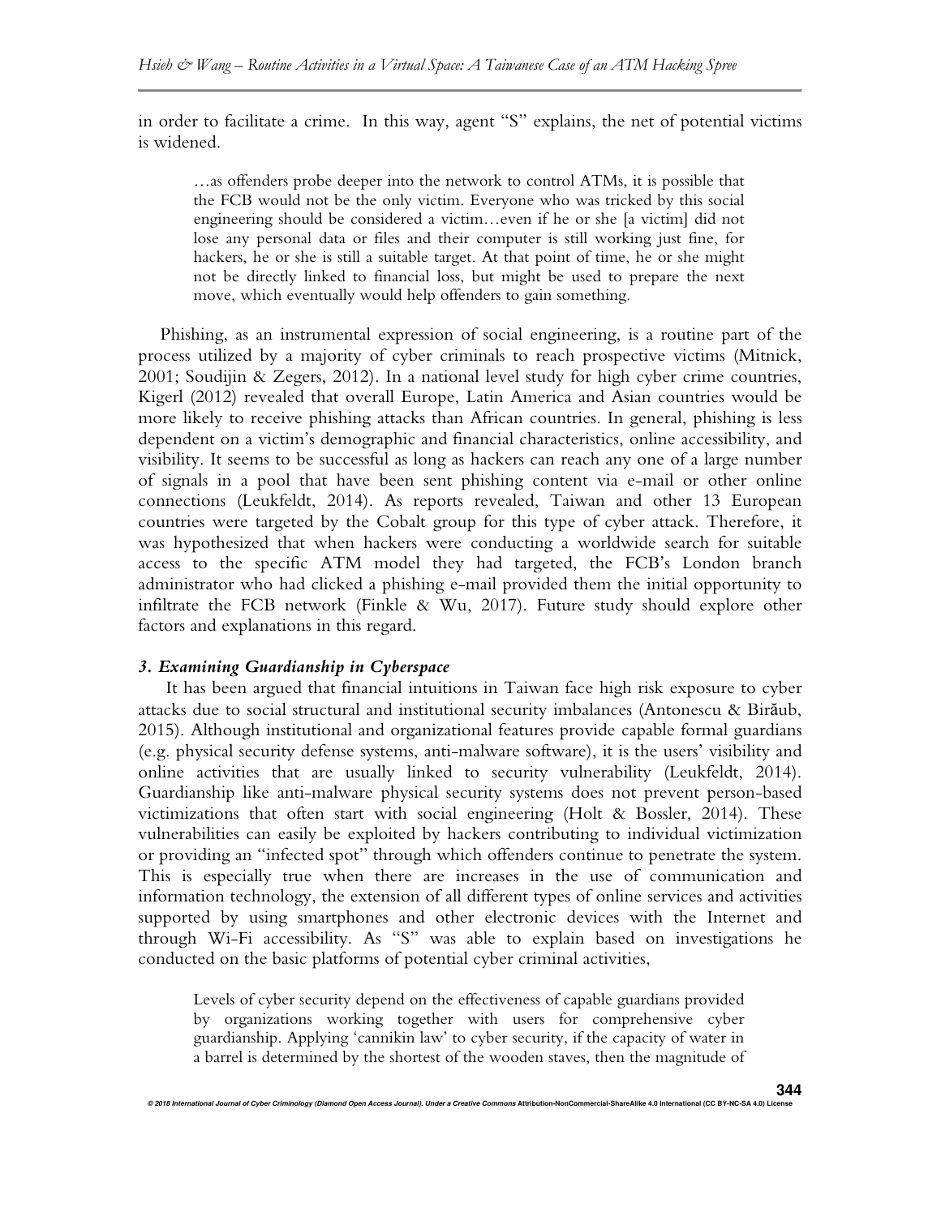in order to facilitate a crime. In this way, agent "S" explains, the net of potential victims is widened.

> …as offenders probe deeper into the network to control ATMs, it is possible that the FCB would not be the only victim. Everyone who was tricked by this social engineering should be considered a victim…even if he or she [a victim] did not lose any personal data or files and their computer is still working just fine, for hackers, he or she is still a suitable target. At that point of time, he or she might not be directly linked to financial loss, but might be used to prepare the next move, which eventually would help offenders to gain something.

Phishing, as an instrumental expression of social engineering, is a routine part of the process utilized by a majority of cyber criminals to reach prospective victims (Mitnick, 2001; Soudijin & Zegers, 2012). In a national level study for high cyber crime countries, Kigerl (2012) revealed that overall Europe, Latin America and Asian countries would be more likely to receive phishing attacks than African countries. In general, phishing is less dependent on a victim's demographic and financial characteristics, online accessibility, and visibility. It seems to be successful as long as hackers can reach any one of a large number of signals in a pool that have been sent phishing content via e-mail or other online connections (Leukfeldt, 2014). As reports revealed, Taiwan and other 13 European countries were targeted by the Cobalt group for this type of cyber attack. Therefore, it was hypothesized that when hackers were conducting a worldwide search for suitable access to the specific ATM model they had targeted, the FCB's London branch administrator who had clicked a phishing e-mail provided them the initial opportunity to infiltrate the FCB network (Finkle & Wu, 2017). Future study should explore other factors and explanations in this regard.

### *3. Examining Guardianship in Cyberspace*

It has been argued that financial intuitions in Taiwan face high risk exposure to cyber attacks due to social structural and institutional security imbalances (Antonescu & Birăub, 2015). Although institutional and organizational features provide capable formal guardians (e.g. physical security defense systems, anti-malware software), it is the users' visibility and online activities that are usually linked to security vulnerability (Leukfeldt, 2014). Guardianship like anti-malware physical security systems does not prevent person-based victimizations that often start with social engineering (Holt & Bossler, 2014). These vulnerabilities can easily be exploited by hackers contributing to individual victimization or providing an "infected spot" through which offenders continue to penetrate the system. This is especially true when there are increases in the use of communication and information technology, the extension of all different types of online services and activities supported by using smartphones and other electronic devices with the Internet and through Wi-Fi accessibility. As "S" was able to explain based on investigations he conducted on the basic platforms of potential cyber criminal activities,

> Levels of cyber security depend on the effectiveness of capable guardians provided by organizations working together with users for comprehensive cyber guardianship. Applying 'cannikin law' to cyber security, if the capacity of water in a barrel is determined by the shortest of the wooden staves, then the magnitude of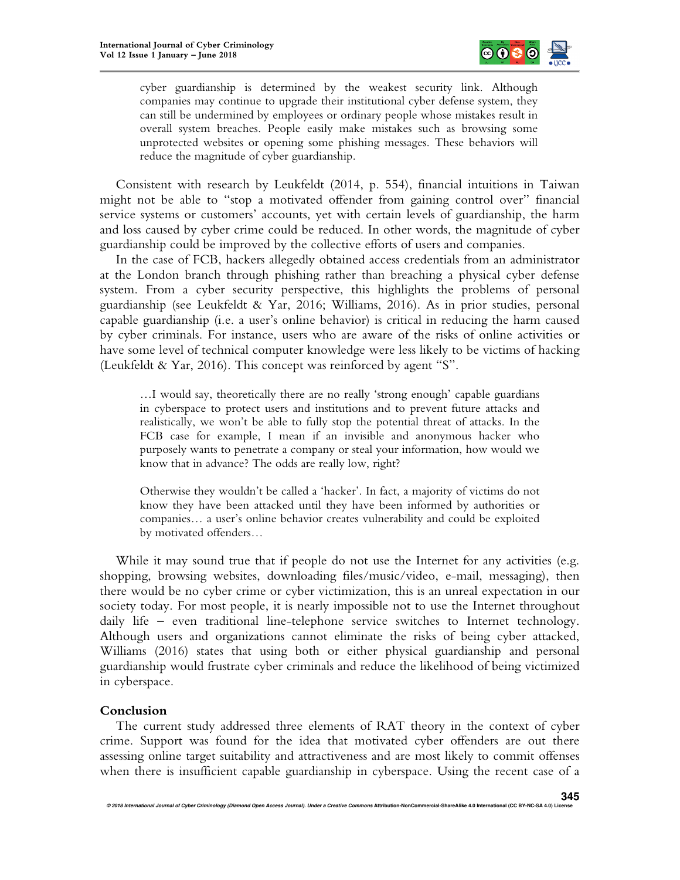> cyber guardianship is determined by the weakest security link. Although companies may continue to upgrade their institutional cyber defense system, they can still be undermined by employees or ordinary people whose mistakes result in overall system breaches. People easily make mistakes such as browsing some unprotected websites or opening some phishing messages. These behaviors will reduce the magnitude of cyber guardianship.

Consistent with research by Leukfeldt (2014, p. 554), financial intuitions in Taiwan might not be able to "stop a motivated offender from gaining control over" financial service systems or customers' accounts, yet with certain levels of guardianship, the harm and loss caused by cyber crime could be reduced. In other words, the magnitude of cyber guardianship could be improved by the collective efforts of users and companies.

In the case of FCB, hackers allegedly obtained access credentials from an administrator at the London branch through phishing rather than breaching a physical cyber defense system. From a cyber security perspective, this highlights the problems of personal guardianship (see Leukfeldt & Yar, 2016; Williams, 2016). As in prior studies, personal capable guardianship (i.e. a user's online behavior) is critical in reducing the harm caused by cyber criminals. For instance, users who are aware of the risks of online activities or have some level of technical computer knowledge were less likely to be victims of hacking (Leukfeldt & Yar, 2016). This concept was reinforced by agent "S".

> …I would say, theoretically there are no really 'strong enough' capable guardians in cyberspace to protect users and institutions and to prevent future attacks and realistically, we won't be able to fully stop the potential threat of attacks. In the FCB case for example, I mean if an invisible and anonymous hacker who purposely wants to penetrate a company or steal your information, how would we know that in advance? The odds are really low, right?
>
> Otherwise they wouldn't be called a 'hacker'. In fact, a majority of victims do not know they have been attacked until they have been informed by authorities or companies… a user's online behavior creates vulnerability and could be exploited by motivated offenders…

While it may sound true that if people do not use the Internet for any activities (e.g. shopping, browsing websites, downloading files/music/video, e-mail, messaging), then there would be no cyber crime or cyber victimization, this is an unreal expectation in our society today. For most people, it is nearly impossible not to use the Internet throughout daily life – even traditional line-telephone service switches to Internet technology. Although users and organizations cannot eliminate the risks of being cyber attacked, Williams (2016) states that using both or either physical guardianship and personal guardianship would frustrate cyber criminals and reduce the likelihood of being victimized in cyberspace.

## Conclusion

The current study addressed three elements of RAT theory in the context of cyber crime. Support was found for the idea that motivated cyber offenders are out there assessing online target suitability and attractiveness and are most likely to commit offenses when there is insufficient capable guardianship in cyberspace. Using the recent case of a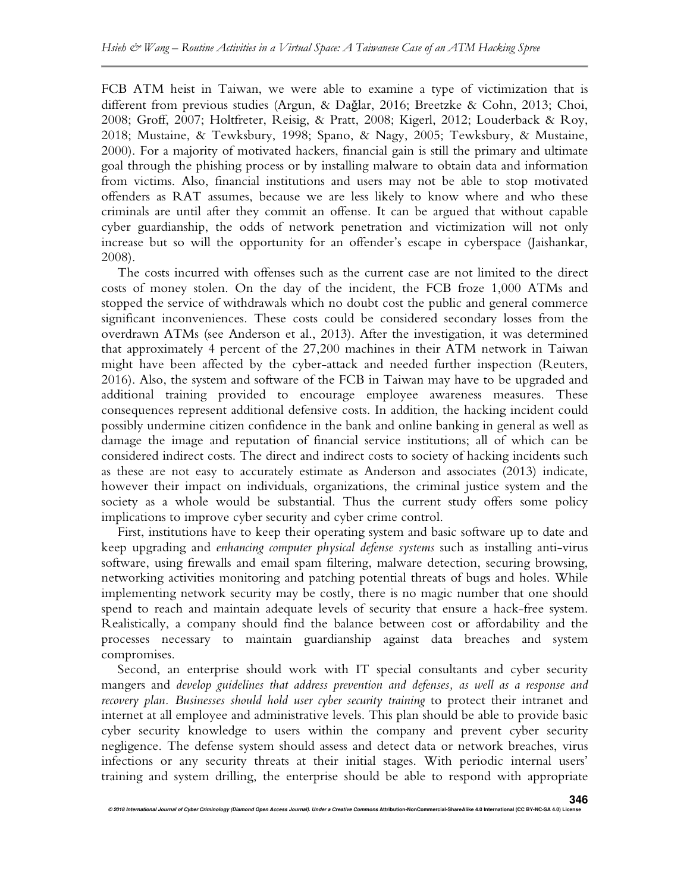FCB ATM heist in Taiwan, we were able to examine a type of victimization that is different from previous studies (Argun, & Dağlar, 2016; Breetzke & Cohn, 2013; Choi, 2008; Groff, 2007; Holtfreter, Reisig, & Pratt, 2008; Kigerl, 2012; Louderback & Roy, 2018; Mustaine, & Tewksbury, 1998; Spano, & Nagy, 2005; Tewksbury, & Mustaine, 2000). For a majority of motivated hackers, financial gain is still the primary and ultimate goal through the phishing process or by installing malware to obtain data and information from victims. Also, financial institutions and users may not be able to stop motivated offenders as RAT assumes, because we are less likely to know where and who these criminals are until after they commit an offense. It can be argued that without capable cyber guardianship, the odds of network penetration and victimization will not only increase but so will the opportunity for an offender's escape in cyberspace (Jaishankar, 2008).

The costs incurred with offenses such as the current case are not limited to the direct costs of money stolen. On the day of the incident, the FCB froze 1,000 ATMs and stopped the service of withdrawals which no doubt cost the public and general commerce significant inconveniences. These costs could be considered secondary losses from the overdrawn ATMs (see Anderson et al., 2013). After the investigation, it was determined that approximately 4 percent of the 27,200 machines in their ATM network in Taiwan might have been affected by the cyber-attack and needed further inspection (Reuters, 2016). Also, the system and software of the FCB in Taiwan may have to be upgraded and additional training provided to encourage employee awareness measures. These consequences represent additional defensive costs. In addition, the hacking incident could possibly undermine citizen confidence in the bank and online banking in general as well as damage the image and reputation of financial service institutions; all of which can be considered indirect costs. The direct and indirect costs to society of hacking incidents such as these are not easy to accurately estimate as Anderson and associates (2013) indicate, however their impact on individuals, organizations, the criminal justice system and the society as a whole would be substantial. Thus the current study offers some policy implications to improve cyber security and cyber crime control.

First, institutions have to keep their operating system and basic software up to date and keep upgrading and *enhancing computer physical defense systems* such as installing anti-virus software, using firewalls and email spam filtering, malware detection, securing browsing, networking activities monitoring and patching potential threats of bugs and holes. While implementing network security may be costly, there is no magic number that one should spend to reach and maintain adequate levels of security that ensure a hack-free system. Realistically, a company should find the balance between cost or affordability and the processes necessary to maintain guardianship against data breaches and system compromises.

Second, an enterprise should work with IT special consultants and cyber security mangers and *develop guidelines that address prevention and defenses, as well as a response and recovery plan. Businesses should hold user cyber security training* to protect their intranet and internet at all employee and administrative levels. This plan should be able to provide basic cyber security knowledge to users within the company and prevent cyber security negligence. The defense system should assess and detect data or network breaches, virus infections or any security threats at their initial stages. With periodic internal users' training and system drilling, the enterprise should be able to respond with appropriate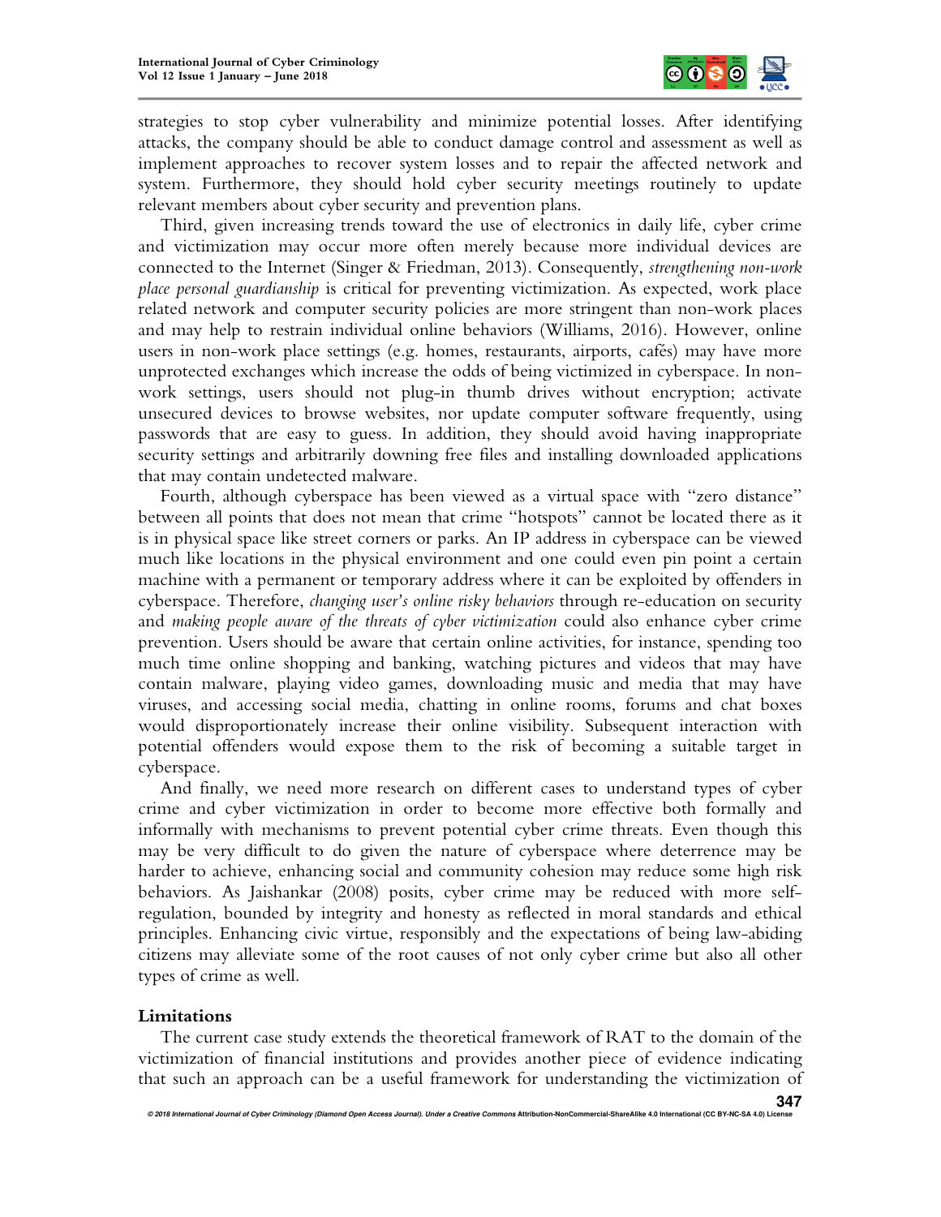strategies to stop cyber vulnerability and minimize potential losses. After identifying attacks, the company should be able to conduct damage control and assessment as well as implement approaches to recover system losses and to repair the affected network and system. Furthermore, they should hold cyber security meetings routinely to update relevant members about cyber security and prevention plans.

Third, given increasing trends toward the use of electronics in daily life, cyber crime and victimization may occur more often merely because more individual devices are connected to the Internet (Singer & Friedman, 2013). Consequently, *strengthening non-work place personal guardianship* is critical for preventing victimization. As expected, work place related network and computer security policies are more stringent than non-work places and may help to restrain individual online behaviors (Williams, 2016). However, online users in non-work place settings (e.g. homes, restaurants, airports, cafés) may have more unprotected exchanges which increase the odds of being victimized in cyberspace. In non-work settings, users should not plug-in thumb drives without encryption; activate unsecured devices to browse websites, nor update computer software frequently, using passwords that are easy to guess. In addition, they should avoid having inappropriate security settings and arbitrarily downing free files and installing downloaded applications that may contain undetected malware.

Fourth, although cyberspace has been viewed as a virtual space with "zero distance" between all points that does not mean that crime "hotspots" cannot be located there as it is in physical space like street corners or parks. An IP address in cyberspace can be viewed much like locations in the physical environment and one could even pin point a certain machine with a permanent or temporary address where it can be exploited by offenders in cyberspace. Therefore, *changing user's online risky behaviors* through re-education on security and *making people aware of the threats of cyber victimization* could also enhance cyber crime prevention. Users should be aware that certain online activities, for instance, spending too much time online shopping and banking, watching pictures and videos that may have contain malware, playing video games, downloading music and media that may have viruses, and accessing social media, chatting in online rooms, forums and chat boxes would disproportionately increase their online visibility. Subsequent interaction with potential offenders would expose them to the risk of becoming a suitable target in cyberspace.

And finally, we need more research on different cases to understand types of cyber crime and cyber victimization in order to become more effective both formally and informally with mechanisms to prevent potential cyber crime threats. Even though this may be very difficult to do given the nature of cyberspace where deterrence may be harder to achieve, enhancing social and community cohesion may reduce some high risk behaviors. As Jaishankar (2008) posits, cyber crime may be reduced with more self-regulation, bounded by integrity and honesty as reflected in moral standards and ethical principles. Enhancing civic virtue, responsibly and the expectations of being law-abiding citizens may alleviate some of the root causes of not only cyber crime but also all other types of crime as well.

## Limitations

The current case study extends the theoretical framework of RAT to the domain of the victimization of financial institutions and provides another piece of evidence indicating that such an approach can be a useful framework for understanding the victimization of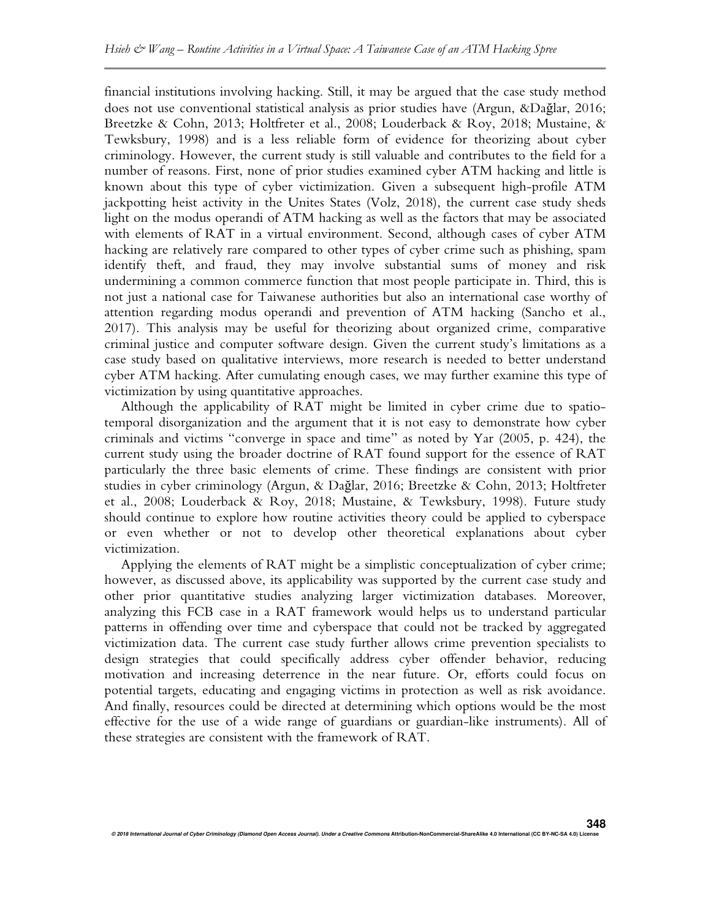financial institutions involving hacking. Still, it may be argued that the case study method does not use conventional statistical analysis as prior studies have (Argun, &Dağlar, 2016; Breetzke & Cohn, 2013; Holtfreter et al., 2008; Louderback & Roy, 2018; Mustaine, & Tewksbury, 1998) and is a less reliable form of evidence for theorizing about cyber criminology. However, the current study is still valuable and contributes to the field for a number of reasons. First, none of prior studies examined cyber ATM hacking and little is known about this type of cyber victimization. Given a subsequent high-profile ATM jackpotting heist activity in the Unites States (Volz, 2018), the current case study sheds light on the modus operandi of ATM hacking as well as the factors that may be associated with elements of RAT in a virtual environment. Second, although cases of cyber ATM hacking are relatively rare compared to other types of cyber crime such as phishing, spam identify theft, and fraud, they may involve substantial sums of money and risk undermining a common commerce function that most people participate in. Third, this is not just a national case for Taiwanese authorities but also an international case worthy of attention regarding modus operandi and prevention of ATM hacking (Sancho et al., 2017). This analysis may be useful for theorizing about organized crime, comparative criminal justice and computer software design. Given the current study's limitations as a case study based on qualitative interviews, more research is needed to better understand cyber ATM hacking. After cumulating enough cases, we may further examine this type of victimization by using quantitative approaches.

Although the applicability of RAT might be limited in cyber crime due to spatio-temporal disorganization and the argument that it is not easy to demonstrate how cyber criminals and victims "converge in space and time" as noted by Yar (2005, p. 424), the current study using the broader doctrine of RAT found support for the essence of RAT particularly the three basic elements of crime. These findings are consistent with prior studies in cyber criminology (Argun, & Dağlar, 2016; Breetzke & Cohn, 2013; Holtfreter et al., 2008; Louderback & Roy, 2018; Mustaine, & Tewksbury, 1998). Future study should continue to explore how routine activities theory could be applied to cyberspace or even whether or not to develop other theoretical explanations about cyber victimization.

Applying the elements of RAT might be a simplistic conceptualization of cyber crime; however, as discussed above, its applicability was supported by the current case study and other prior quantitative studies analyzing larger victimization databases. Moreover, analyzing this FCB case in a RAT framework would helps us to understand particular patterns in offending over time and cyberspace that could not be tracked by aggregated victimization data. The current case study further allows crime prevention specialists to design strategies that could specifically address cyber offender behavior, reducing motivation and increasing deterrence in the near future. Or, efforts could focus on potential targets, educating and engaging victims in protection as well as risk avoidance. And finally, resources could be directed at determining which options would be the most effective for the use of a wide range of guardians or guardian-like instruments). All of these strategies are consistent with the framework of RAT.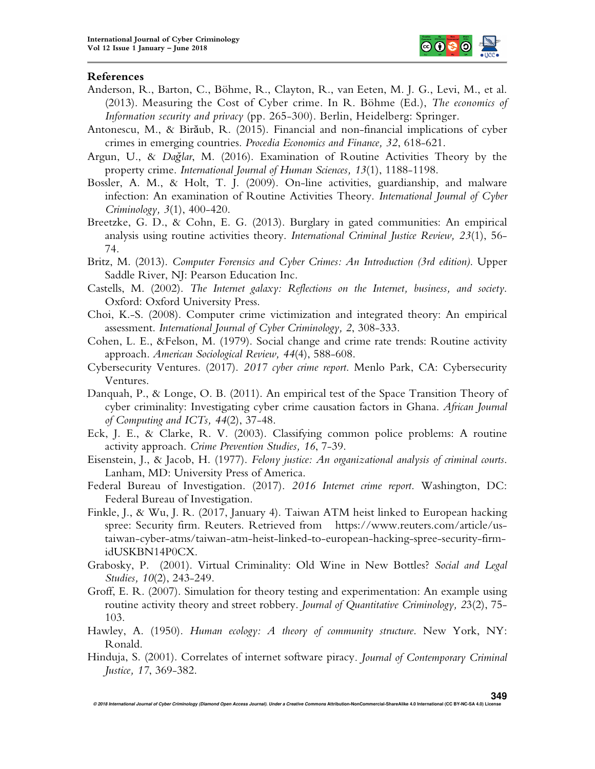## References

Anderson, R., Barton, C., Böhme, R., Clayton, R., van Eeten, M. J. G., Levi, M., et al. (2013). Measuring the Cost of Cyber crime. In R. Böhme (Ed.), *The economics of Information security and privacy* (pp. 265-300). Berlin, Heidelberg: Springer.

Antonescu, M., & Birăub, R. (2015). Financial and non-financial implications of cyber crimes in emerging countries. *Procedia Economics and Finance, 32*, 618-621.

Argun, U., & Dağlar, M. (2016). Examination of Routine Activities Theory by the property crime. *International Journal of Human Sciences, 13*(1), 1188-1198.

Bossler, A. M., & Holt, T. J. (2009). On-line activities, guardianship, and malware infection: An examination of Routine Activities Theory. *International Journal of Cyber Criminology, 3*(1), 400-420.

Breetzke, G. D., & Cohn, E. G. (2013). Burglary in gated communities: An empirical analysis using routine activities theory. *International Criminal Justice Review, 23*(1), 56-74.

Britz, M. (2013). *Computer Forensics and Cyber Crimes: An Introduction (3rd edition).* Upper Saddle River, NJ: Pearson Education Inc.

Castells, M. (2002). *The Internet galaxy: Reflections on the Internet, business, and society.* Oxford: Oxford University Press.

Choi, K.-S. (2008). Computer crime victimization and integrated theory: An empirical assessment. *International Journal of Cyber Criminology, 2*, 308-333.

Cohen, L. E., &Felson, M. (1979). Social change and crime rate trends: Routine activity approach. *American Sociological Review, 44*(4), 588-608.

Cybersecurity Ventures. (2017). *2017 cyber crime report.* Menlo Park, CA: Cybersecurity Ventures.

Danquah, P., & Longe, O. B. (2011). An empirical test of the Space Transition Theory of cyber criminality: Investigating cyber crime causation factors in Ghana. *African Journal of Computing and ICTs, 44*(2), 37-48.

Eck, J. E., & Clarke, R. V. (2003). Classifying common police problems: A routine activity approach. *Crime Prevention Studies, 16*, 7-39.

Eisenstein, J., & Jacob, H. (1977). *Felony justice: An organizational analysis of criminal courts.* Lanham, MD: University Press of America.

Federal Bureau of Investigation. (2017). *2016 Internet crime report.* Washington, DC: Federal Bureau of Investigation.

Finkle, J., & Wu, J. R. (2017, January 4). Taiwan ATM heist linked to European hacking spree: Security firm. Reuters. Retrieved from https://www.reuters.com/article/us-taiwan-cyber-atms/taiwan-atm-heist-linked-to-european-hacking-spree-security-firm-idUSKBN14P0CX.

Grabosky, P. (2001). Virtual Criminality: Old Wine in New Bottles? *Social and Legal Studies, 10*(2), 243-249.

Groff, E. R. (2007). Simulation for theory testing and experimentation: An example using routine activity theory and street robbery. *Journal of Quantitative Criminology, 23*(2), 75-103.

Hawley, A. (1950). *Human ecology: A theory of community structure.* New York, NY: Ronald.

Hinduja, S. (2001). Correlates of internet software piracy. *Journal of Contemporary Criminal Justice, 17*, 369-382.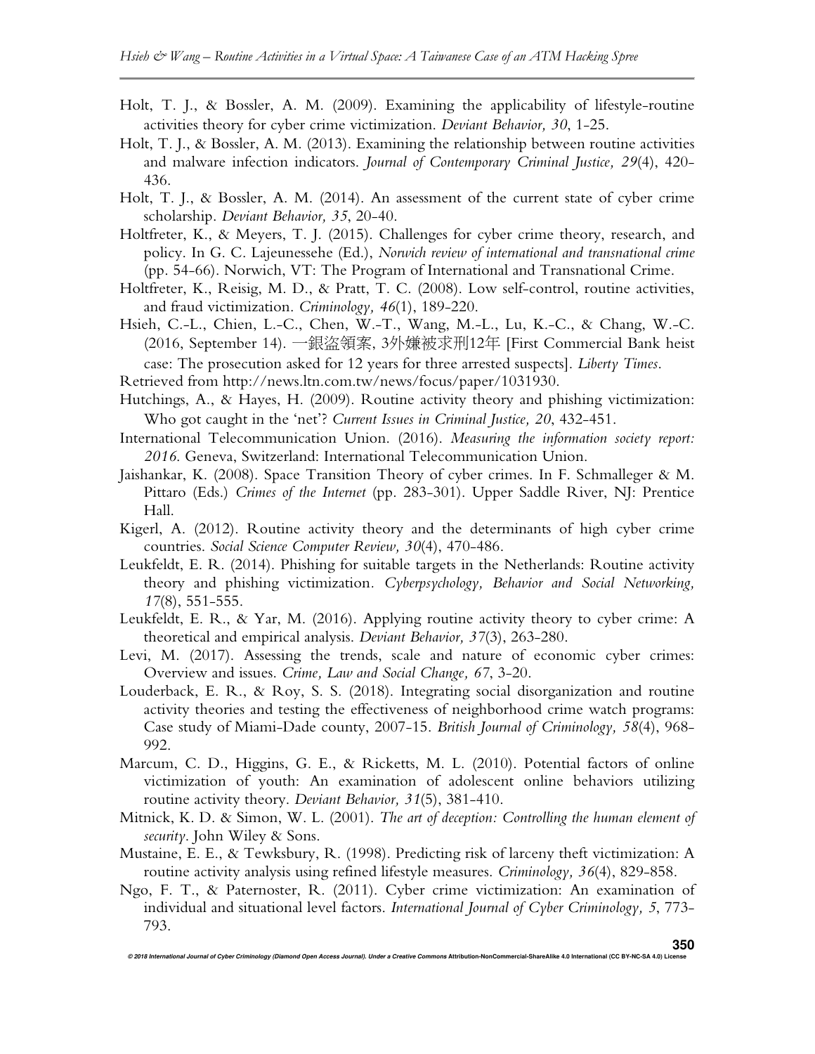Holt, T. J., & Bossler, A. M. (2009). Examining the applicability of lifestyle-routine activities theory for cyber crime victimization. *Deviant Behavior, 30*, 1-25.

Holt, T. J., & Bossler, A. M. (2013). Examining the relationship between routine activities and malware infection indicators. *Journal of Contemporary Criminal Justice, 29*(4), 420-436.

Holt, T. J., & Bossler, A. M. (2014). An assessment of the current state of cyber crime scholarship. *Deviant Behavior, 35*, 20-40.

Holtfreter, K., & Meyers, T. J. (2015). Challenges for cyber crime theory, research, and policy. In G. C. Lajeunessehe (Ed.), *Norwich review of international and transnational crime* (pp. 54-66). Norwich, VT: The Program of International and Transnational Crime.

Holtfreter, K., Reisig, M. D., & Pratt, T. C. (2008). Low self-control, routine activities, and fraud victimization. *Criminology, 46*(1), 189-220.

Hsieh, C.-L., Chien, L.-C., Chen, W.-T., Wang, M.-L., Lu, K.-C., & Chang, W.-C. (2016, September 14). 一銀盜領案, 3外嫌被求刑12年 [First Commercial Bank heist case: The prosecution asked for 12 years for three arrested suspects]. *Liberty Times*. Retrieved from http://news.ltn.com.tw/news/focus/paper/1031930.

Hutchings, A., & Hayes, H. (2009). Routine activity theory and phishing victimization: Who got caught in the 'net'? *Current Issues in Criminal Justice, 20*, 432-451.

International Telecommunication Union. (2016). *Measuring the information society report: 2016.* Geneva, Switzerland: International Telecommunication Union.

Jaishankar, K. (2008). Space Transition Theory of cyber crimes. In F. Schmalleger & M. Pittaro (Eds.) *Crimes of the Internet* (pp. 283-301). Upper Saddle River, NJ: Prentice Hall.

Kigerl, A. (2012). Routine activity theory and the determinants of high cyber crime countries. *Social Science Computer Review, 30*(4), 470-486.

Leukfeldt, E. R. (2014). Phishing for suitable targets in the Netherlands: Routine activity theory and phishing victimization. *Cyberpsychology, Behavior and Social Networking, 17*(8), 551-555.

Leukfeldt, E. R., & Yar, M. (2016). Applying routine activity theory to cyber crime: A theoretical and empirical analysis. *Deviant Behavior, 37*(3), 263-280.

Levi, M. (2017). Assessing the trends, scale and nature of economic cyber crimes: Overview and issues. *Crime, Law and Social Change, 67*, 3-20.

Louderback, E. R., & Roy, S. S. (2018). Integrating social disorganization and routine activity theories and testing the effectiveness of neighborhood crime watch programs: Case study of Miami-Dade county, 2007-15. *British Journal of Criminology, 58*(4), 968-992.

Marcum, C. D., Higgins, G. E., & Ricketts, M. L. (2010). Potential factors of online victimization of youth: An examination of adolescent online behaviors utilizing routine activity theory. *Deviant Behavior, 31*(5), 381-410.

Mitnick, K. D. & Simon, W. L. (2001). *The art of deception: Controlling the human element of security*. John Wiley & Sons.

Mustaine, E. E., & Tewksbury, R. (1998). Predicting risk of larceny theft victimization: A routine activity analysis using refined lifestyle measures. *Criminology, 36*(4), 829-858.

Ngo, F. T., & Paternoster, R. (2011). Cyber crime victimization: An examination of individual and situational level factors. *International Journal of Cyber Criminology, 5*, 773-793.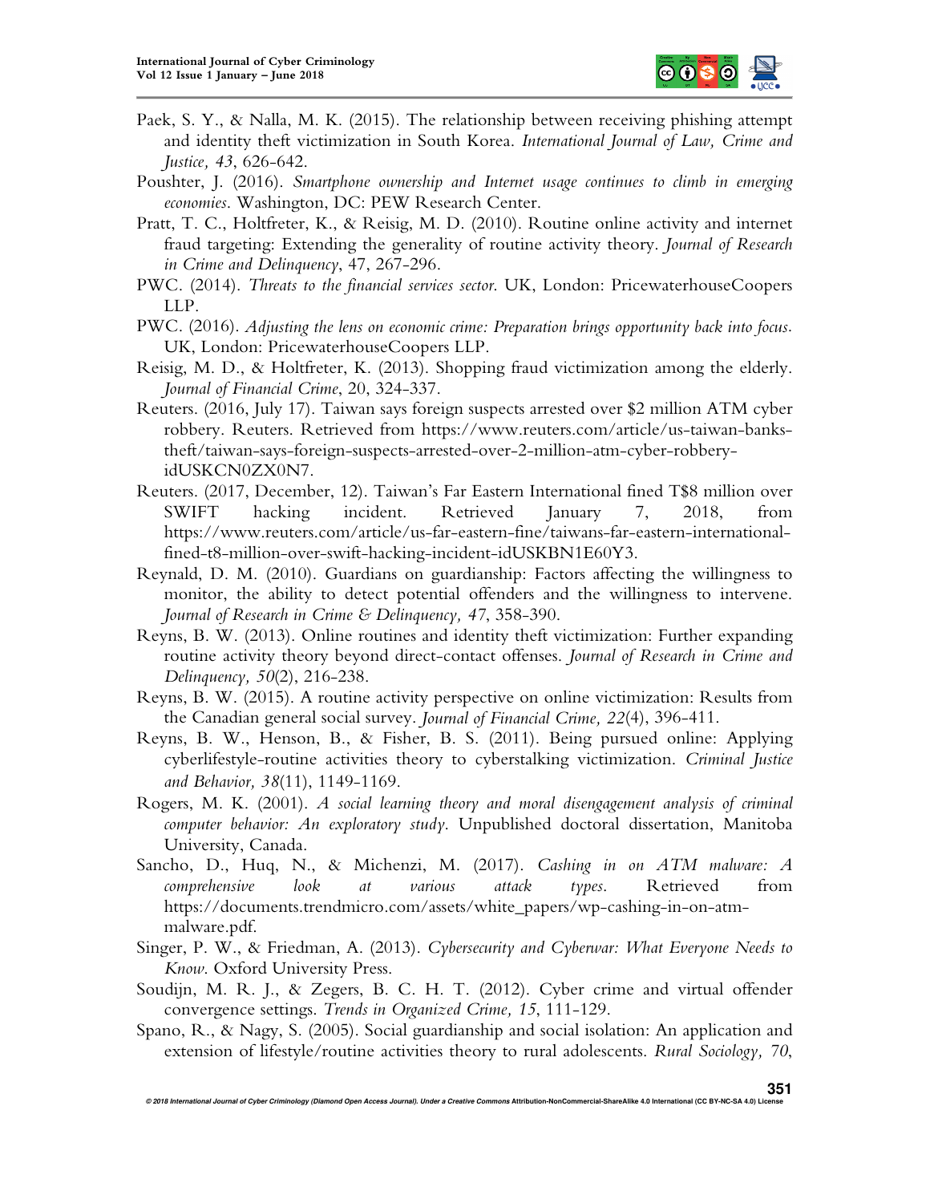Paek, S. Y., & Nalla, M. K. (2015). The relationship between receiving phishing attempt and identity theft victimization in South Korea. *International Journal of Law, Crime and Justice, 43*, 626-642.

Poushter, J. (2016). *Smartphone ownership and Internet usage continues to climb in emerging economies*. Washington, DC: PEW Research Center.

Pratt, T. C., Holtfreter, K., & Reisig, M. D. (2010). Routine online activity and internet fraud targeting: Extending the generality of routine activity theory. *Journal of Research in Crime and Delinquency*, 47, 267-296.

PWC. (2014). *Threats to the financial services sector*. UK, London: PricewaterhouseCoopers LLP.

PWC. (2016). *Adjusting the lens on economic crime: Preparation brings opportunity back into focus*. UK, London: PricewaterhouseCoopers LLP.

Reisig, M. D., & Holtfreter, K. (2013). Shopping fraud victimization among the elderly. *Journal of Financial Crime*, 20, 324-337.

Reuters. (2016, July 17). Taiwan says foreign suspects arrested over $2 million ATM cyber robbery. Reuters. Retrieved from https://www.reuters.com/article/us-taiwan-banks-theft/taiwan-says-foreign-suspects-arrested-over-2-million-atm-cyber-robbery-idUSKCN0ZX0N7.

Reuters. (2017, December, 12). Taiwan's Far Eastern International fined T$8 million over SWIFT hacking incident. Retrieved January 7, 2018, from https://www.reuters.com/article/us-far-eastern-fine/taiwans-far-eastern-international-fined-t8-million-over-swift-hacking-incident-idUSKBN1E60Y3.

Reynald, D. M. (2010). Guardians on guardianship: Factors affecting the willingness to monitor, the ability to detect potential offenders and the willingness to intervene. *Journal of Research in Crime & Delinquency, 47*, 358-390.

Reyns, B. W. (2013). Online routines and identity theft victimization: Further expanding routine activity theory beyond direct-contact offenses. *Journal of Research in Crime and Delinquency, 50*(2), 216-238.

Reyns, B. W. (2015). A routine activity perspective on online victimization: Results from the Canadian general social survey. *Journal of Financial Crime, 22*(4), 396-411.

Reyns, B. W., Henson, B., & Fisher, B. S. (2011). Being pursued online: Applying cyberlifestyle-routine activities theory to cyberstalking victimization. *Criminal Justice and Behavior, 38*(11), 1149-1169.

Rogers, M. K. (2001). *A social learning theory and moral disengagement analysis of criminal computer behavior: An exploratory study*. Unpublished doctoral dissertation, Manitoba University, Canada.

Sancho, D., Huq, N., & Michenzi, M. (2017). *Cashing in on ATM malware: A comprehensive look at various attack types*. Retrieved from https://documents.trendmicro.com/assets/white_papers/wp-cashing-in-on-atm-malware.pdf.

Singer, P. W., & Friedman, A. (2013). *Cybersecurity and Cyberwar: What Everyone Needs to Know*. Oxford University Press.

Soudijn, M. R. J., & Zegers, B. C. H. T. (2012). Cyber crime and virtual offender convergence settings. *Trends in Organized Crime, 15*, 111-129.

Spano, R., & Nagy, S. (2005). Social guardianship and social isolation: An application and extension of lifestyle/routine activities theory to rural adolescents. *Rural Sociology, 70*,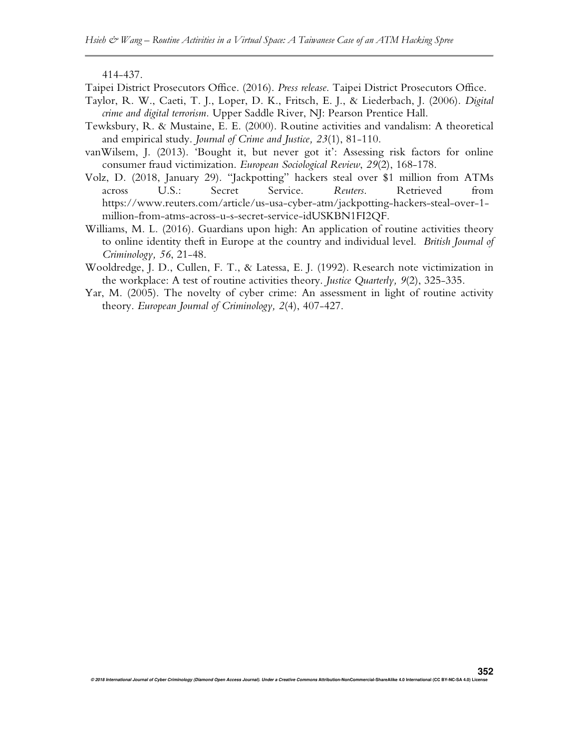414-437.

Taipei District Prosecutors Office. (2016). *Press release*. Taipei District Prosecutors Office.

Taylor, R. W., Caeti, T. J., Loper, D. K., Fritsch, E. J., & Liederbach, J. (2006). *Digital crime and digital terrorism*. Upper Saddle River, NJ: Pearson Prentice Hall.

Tewksbury, R. & Mustaine, E. E. (2000). Routine activities and vandalism: A theoretical and empirical study. *Journal of Crime and Justice, 23*(1), 81-110.

vanWilsem, J. (2013). 'Bought it, but never got it': Assessing risk factors for online consumer fraud victimization. *European Sociological Review*, *29*(2), 168-178.

Volz, D. (2018, January 29). "Jackpotting" hackers steal over $1 million from ATMs across U.S.: Secret Service. *Reuters*. Retrieved from https://www.reuters.com/article/us-usa-cyber-atm/jackpotting-hackers-steal-over-1-million-from-atms-across-u-s-secret-service-idUSKBN1FI2QF.

Williams, M. L. (2016). Guardians upon high: An application of routine activities theory to online identity theft in Europe at the country and individual level. *British Journal of Criminology, 56*, 21-48.

Wooldredge, J. D., Cullen, F. T., & Latessa, E. J. (1992). Research note victimization in the workplace: A test of routine activities theory. *Justice Quarterly, 9*(2), 325-335.

Yar, M. (2005). The novelty of cyber crime: An assessment in light of routine activity theory. *European Journal of Criminology, 2*(4), 407-427.